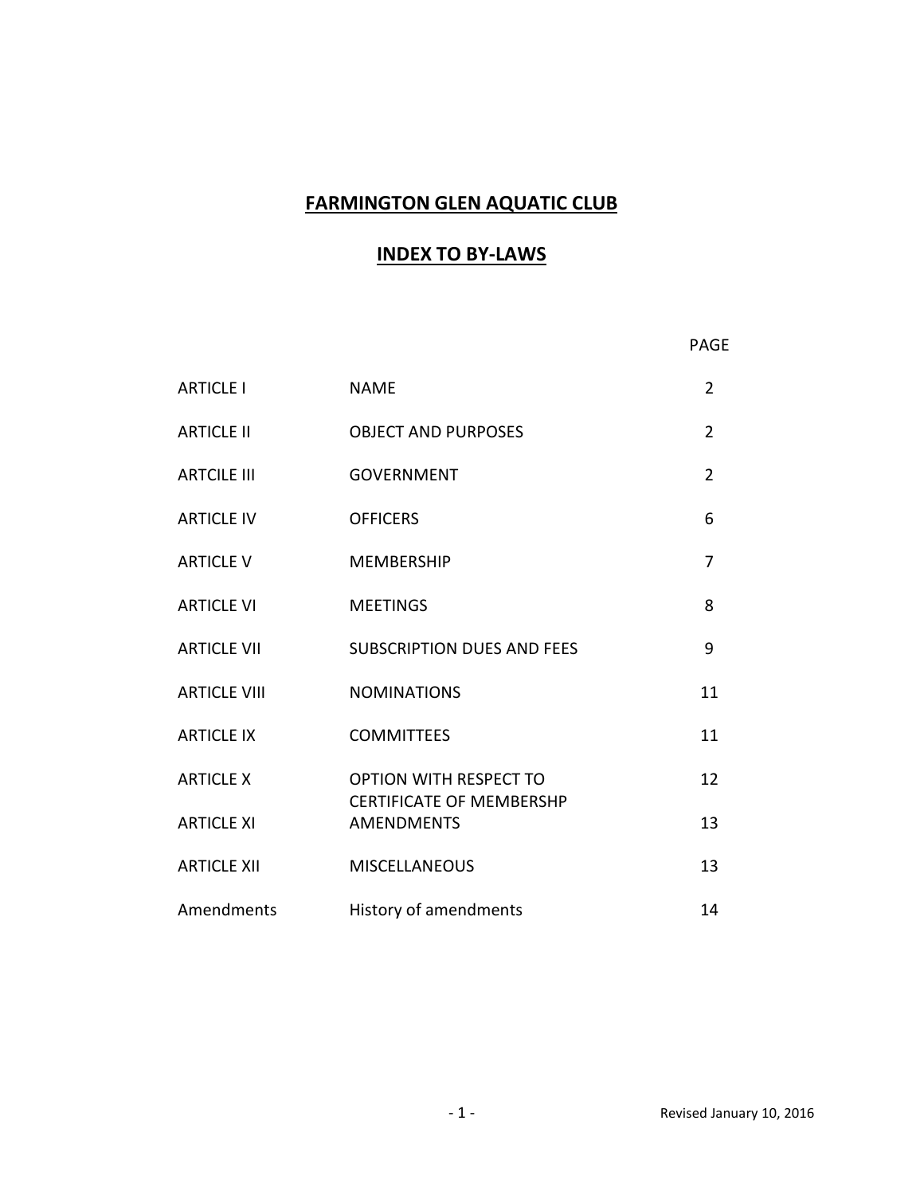# FARMINGTON GLEN AQUATIC CLUB

## INDEX TO BY-LAWS

| | | PAGE |
|---|---|---|
| ARTICLE I | NAME | 2 |
| ARTICLE II | OBJECT AND PURPOSES | 2 |
| ARTCILE III | GOVERNMENT | 2 |
| ARTICLE IV | OFFICERS | 6 |
| ARTICLE V | MEMBERSHIP | 7 |
| ARTICLE VI | MEETINGS | 8 |
| ARTICLE VII | SUBSCRIPTION DUES AND FEES | 9 |
| ARTICLE VIII | NOMINATIONS | 11 |
| ARTICLE IX | COMMITTEES | 11 |
| ARTICLE X | OPTION WITH RESPECT TO CERTIFICATE OF MEMBERSHP | 12 |
| ARTICLE XI | AMENDMENTS | 13 |
| ARTICLE XII | MISCELLANEOUS | 13 |
| Amendments | History of amendments | 14 |

Revised January 10, 2016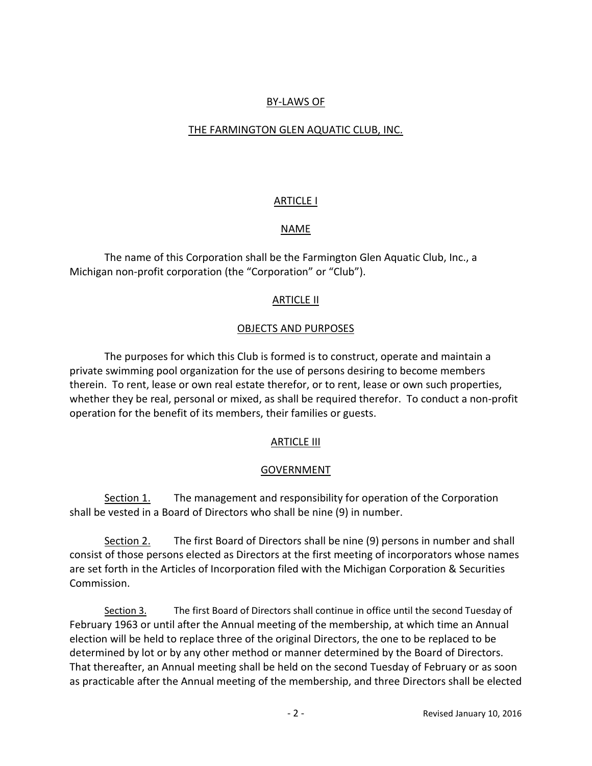# BY-LAWS OF

# THE FARMINGTON GLEN AQUATIC CLUB, INC.

## ARTICLE I

## NAME

The name of this Corporation shall be the Farmington Glen Aquatic Club, Inc., a Michigan non-profit corporation (the "Corporation" or "Club").

## ARTICLE II

## OBJECTS AND PURPOSES

The purposes for which this Club is formed is to construct, operate and maintain a private swimming pool organization for the use of persons desiring to become members therein. To rent, lease or own real estate therefor, or to rent, lease or own such properties, whether they be real, personal or mixed, as shall be required therefor. To conduct a non-profit operation for the benefit of its members, their families or guests.

## ARTICLE III

## GOVERNMENT

Section 1. The management and responsibility for operation of the Corporation shall be vested in a Board of Directors who shall be nine (9) in number.

Section 2. The first Board of Directors shall be nine (9) persons in number and shall consist of those persons elected as Directors at the first meeting of incorporators whose names are set forth in the Articles of Incorporation filed with the Michigan Corporation & Securities Commission.

Section 3. The first Board of Directors shall continue in office until the second Tuesday of February 1963 or until after the Annual meeting of the membership, at which time an Annual election will be held to replace three of the original Directors, the one to be replaced to be determined by lot or by any other method or manner determined by the Board of Directors. That thereafter, an Annual meeting shall be held on the second Tuesday of February or as soon as practicable after the Annual meeting of the membership, and three Directors shall be elected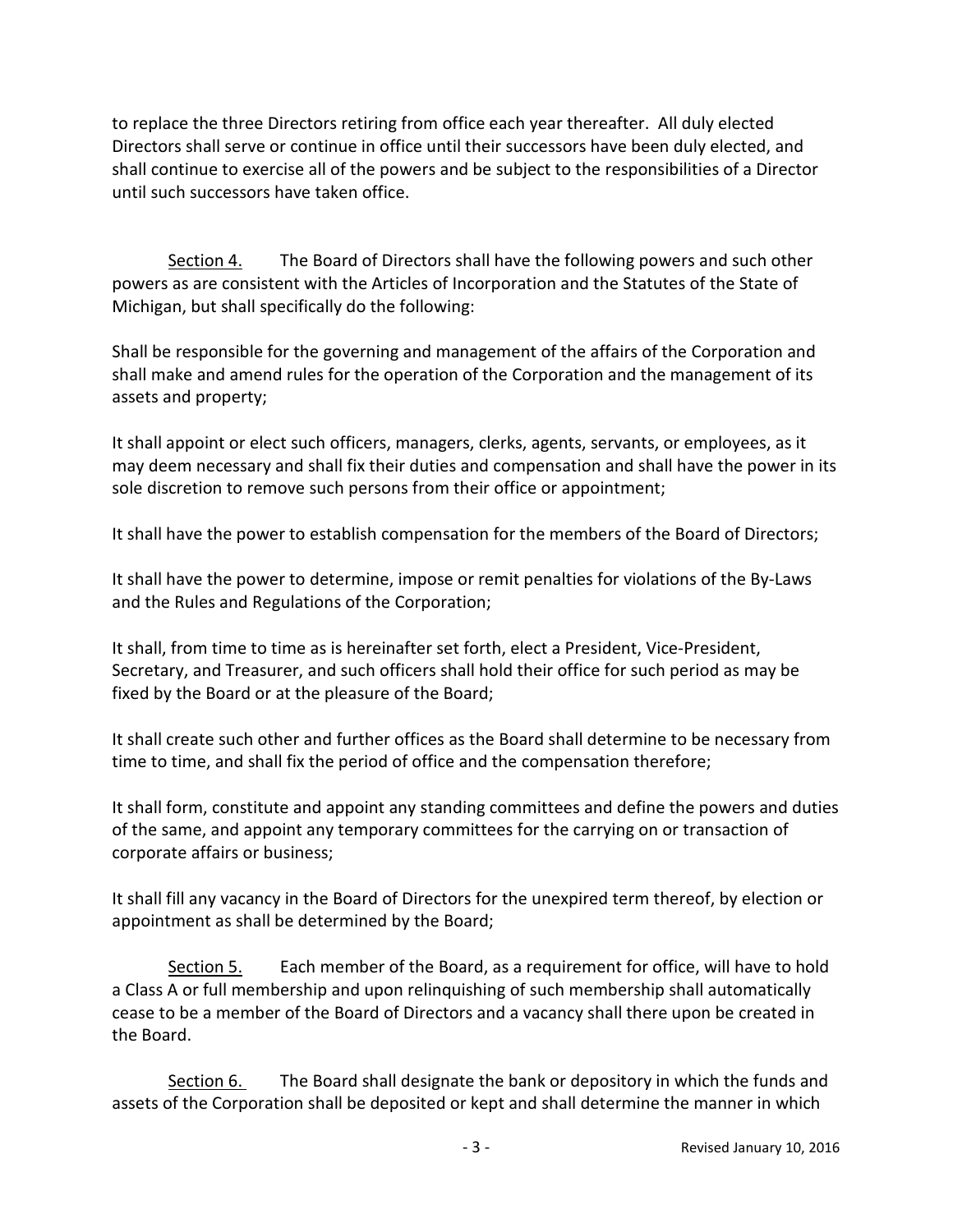to replace the three Directors retiring from office each year thereafter. All duly elected Directors shall serve or continue in office until their successors have been duly elected, and shall continue to exercise all of the powers and be subject to the responsibilities of a Director until such successors have taken office.

Section 4. The Board of Directors shall have the following powers and such other powers as are consistent with the Articles of Incorporation and the Statutes of the State of Michigan, but shall specifically do the following:

Shall be responsible for the governing and management of the affairs of the Corporation and shall make and amend rules for the operation of the Corporation and the management of its assets and property;

It shall appoint or elect such officers, managers, clerks, agents, servants, or employees, as it may deem necessary and shall fix their duties and compensation and shall have the power in its sole discretion to remove such persons from their office or appointment;

It shall have the power to establish compensation for the members of the Board of Directors;

It shall have the power to determine, impose or remit penalties for violations of the By-Laws and the Rules and Regulations of the Corporation;

It shall, from time to time as is hereinafter set forth, elect a President, Vice-President, Secretary, and Treasurer, and such officers shall hold their office for such period as may be fixed by the Board or at the pleasure of the Board;

It shall create such other and further offices as the Board shall determine to be necessary from time to time, and shall fix the period of office and the compensation therefore;

It shall form, constitute and appoint any standing committees and define the powers and duties of the same, and appoint any temporary committees for the carrying on or transaction of corporate affairs or business;

It shall fill any vacancy in the Board of Directors for the unexpired term thereof, by election or appointment as shall be determined by the Board;

Section 5. Each member of the Board, as a requirement for office, will have to hold a Class A or full membership and upon relinquishing of such membership shall automatically cease to be a member of the Board of Directors and a vacancy shall there upon be created in the Board.

Section 6. The Board shall designate the bank or depository in which the funds and assets of the Corporation shall be deposited or kept and shall determine the manner in which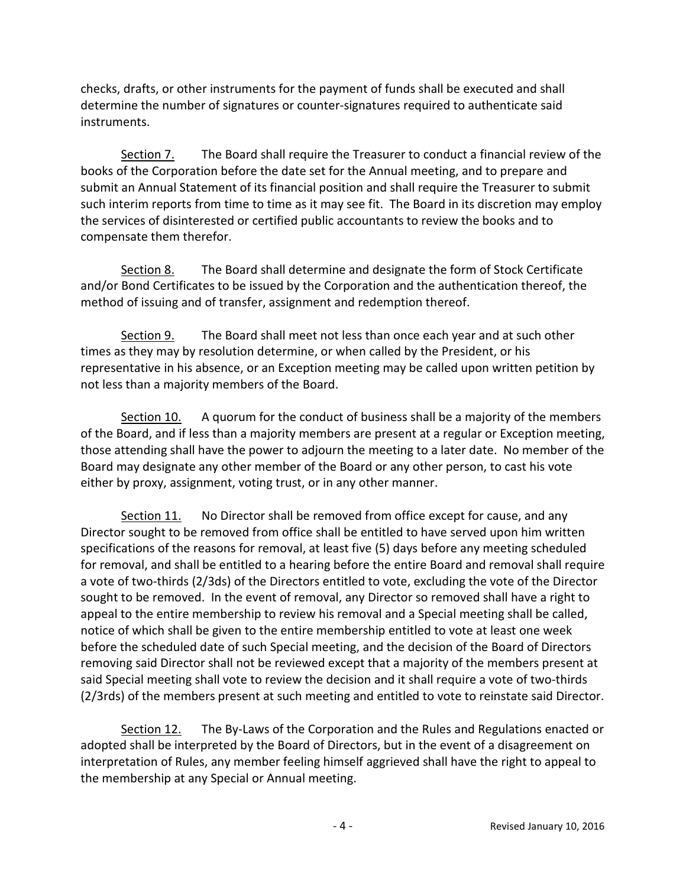checks, drafts, or other instruments for the payment of funds shall be executed and shall determine the number of signatures or counter-signatures required to authenticate said instruments.

Section 7. The Board shall require the Treasurer to conduct a financial review of the books of the Corporation before the date set for the Annual meeting, and to prepare and submit an Annual Statement of its financial position and shall require the Treasurer to submit such interim reports from time to time as it may see fit. The Board in its discretion may employ the services of disinterested or certified public accountants to review the books and to compensate them therefor.

Section 8. The Board shall determine and designate the form of Stock Certificate and/or Bond Certificates to be issued by the Corporation and the authentication thereof, the method of issuing and of transfer, assignment and redemption thereof.

Section 9. The Board shall meet not less than once each year and at such other times as they may by resolution determine, or when called by the President, or his representative in his absence, or an Exception meeting may be called upon written petition by not less than a majority members of the Board.

Section 10. A quorum for the conduct of business shall be a majority of the members of the Board, and if less than a majority members are present at a regular or Exception meeting, those attending shall have the power to adjourn the meeting to a later date. No member of the Board may designate any other member of the Board or any other person, to cast his vote either by proxy, assignment, voting trust, or in any other manner.

Section 11. No Director shall be removed from office except for cause, and any Director sought to be removed from office shall be entitled to have served upon him written specifications of the reasons for removal, at least five (5) days before any meeting scheduled for removal, and shall be entitled to a hearing before the entire Board and removal shall require a vote of two-thirds (2/3ds) of the Directors entitled to vote, excluding the vote of the Director sought to be removed. In the event of removal, any Director so removed shall have a right to appeal to the entire membership to review his removal and a Special meeting shall be called, notice of which shall be given to the entire membership entitled to vote at least one week before the scheduled date of such Special meeting, and the decision of the Board of Directors removing said Director shall not be reviewed except that a majority of the members present at said Special meeting shall vote to review the decision and it shall require a vote of two-thirds (2/3rds) of the members present at such meeting and entitled to vote to reinstate said Director.

Section 12. The By-Laws of the Corporation and the Rules and Regulations enacted or adopted shall be interpreted by the Board of Directors, but in the event of a disagreement on interpretation of Rules, any member feeling himself aggrieved shall have the right to appeal to the membership at any Special or Annual meeting.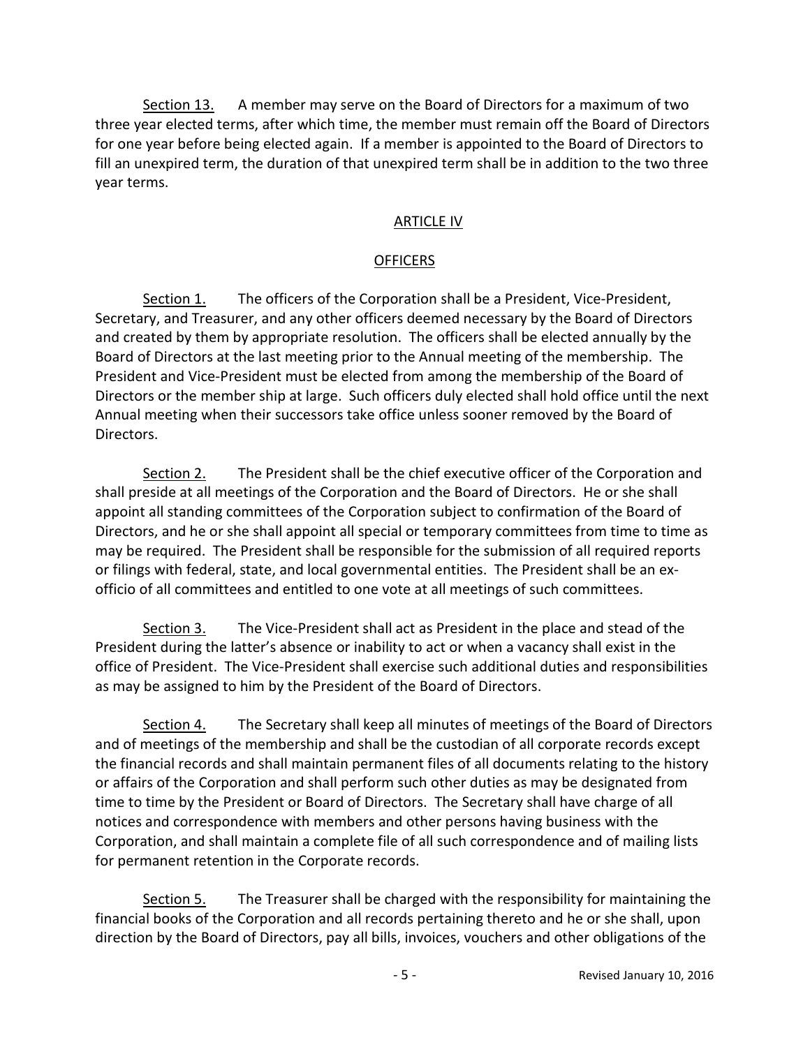Section 13. A member may serve on the Board of Directors for a maximum of two three year elected terms, after which time, the member must remain off the Board of Directors for one year before being elected again. If a member is appointed to the Board of Directors to fill an unexpired term, the duration of that unexpired term shall be in addition to the two three year terms.

## ARTICLE IV

## OFFICERS

Section 1. The officers of the Corporation shall be a President, Vice-President, Secretary, and Treasurer, and any other officers deemed necessary by the Board of Directors and created by them by appropriate resolution. The officers shall be elected annually by the Board of Directors at the last meeting prior to the Annual meeting of the membership. The President and Vice-President must be elected from among the membership of the Board of Directors or the member ship at large. Such officers duly elected shall hold office until the next Annual meeting when their successors take office unless sooner removed by the Board of Directors.

Section 2. The President shall be the chief executive officer of the Corporation and shall preside at all meetings of the Corporation and the Board of Directors. He or she shall appoint all standing committees of the Corporation subject to confirmation of the Board of Directors, and he or she shall appoint all special or temporary committees from time to time as may be required. The President shall be responsible for the submission of all required reports or filings with federal, state, and local governmental entities. The President shall be an ex-officio of all committees and entitled to one vote at all meetings of such committees.

Section 3. The Vice-President shall act as President in the place and stead of the President during the latter's absence or inability to act or when a vacancy shall exist in the office of President. The Vice-President shall exercise such additional duties and responsibilities as may be assigned to him by the President of the Board of Directors.

Section 4. The Secretary shall keep all minutes of meetings of the Board of Directors and of meetings of the membership and shall be the custodian of all corporate records except the financial records and shall maintain permanent files of all documents relating to the history or affairs of the Corporation and shall perform such other duties as may be designated from time to time by the President or Board of Directors. The Secretary shall have charge of all notices and correspondence with members and other persons having business with the Corporation, and shall maintain a complete file of all such correspondence and of mailing lists for permanent retention in the Corporate records.

Section 5. The Treasurer shall be charged with the responsibility for maintaining the financial books of the Corporation and all records pertaining thereto and he or she shall, upon direction by the Board of Directors, pay all bills, invoices, vouchers and other obligations of the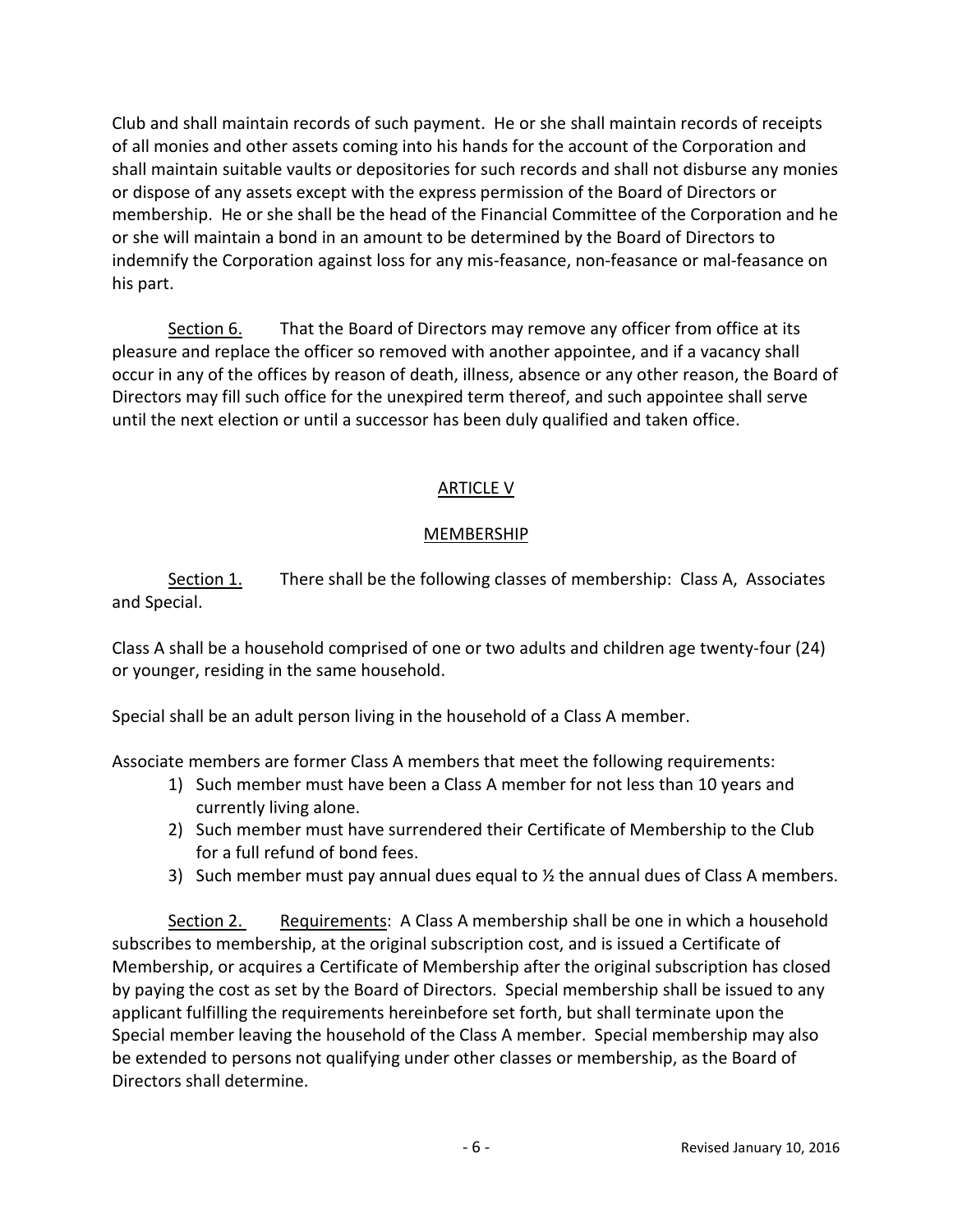Club and shall maintain records of such payment. He or she shall maintain records of receipts of all monies and other assets coming into his hands for the account of the Corporation and shall maintain suitable vaults or depositories for such records and shall not disburse any monies or dispose of any assets except with the express permission of the Board of Directors or membership. He or she shall be the head of the Financial Committee of the Corporation and he or she will maintain a bond in an amount to be determined by the Board of Directors to indemnify the Corporation against loss for any mis-feasance, non-feasance or mal-feasance on his part.

Section 6. That the Board of Directors may remove any officer from office at its pleasure and replace the officer so removed with another appointee, and if a vacancy shall occur in any of the offices by reason of death, illness, absence or any other reason, the Board of Directors may fill such office for the unexpired term thereof, and such appointee shall serve until the next election or until a successor has been duly qualified and taken office.

## ARTICLE V

## MEMBERSHIP

Section 1. There shall be the following classes of membership: Class A, Associates and Special.

Class A shall be a household comprised of one or two adults and children age twenty-four (24) or younger, residing in the same household.

Special shall be an adult person living in the household of a Class A member.

Associate members are former Class A members that meet the following requirements:

1) Such member must have been a Class A member for not less than 10 years and currently living alone.
2) Such member must have surrendered their Certificate of Membership to the Club for a full refund of bond fees.
3) Such member must pay annual dues equal to ½ the annual dues of Class A members.

Section 2. Requirements: A Class A membership shall be one in which a household subscribes to membership, at the original subscription cost, and is issued a Certificate of Membership, or acquires a Certificate of Membership after the original subscription has closed by paying the cost as set by the Board of Directors. Special membership shall be issued to any applicant fulfilling the requirements hereinbefore set forth, but shall terminate upon the Special member leaving the household of the Class A member. Special membership may also be extended to persons not qualifying under other classes or membership, as the Board of Directors shall determine.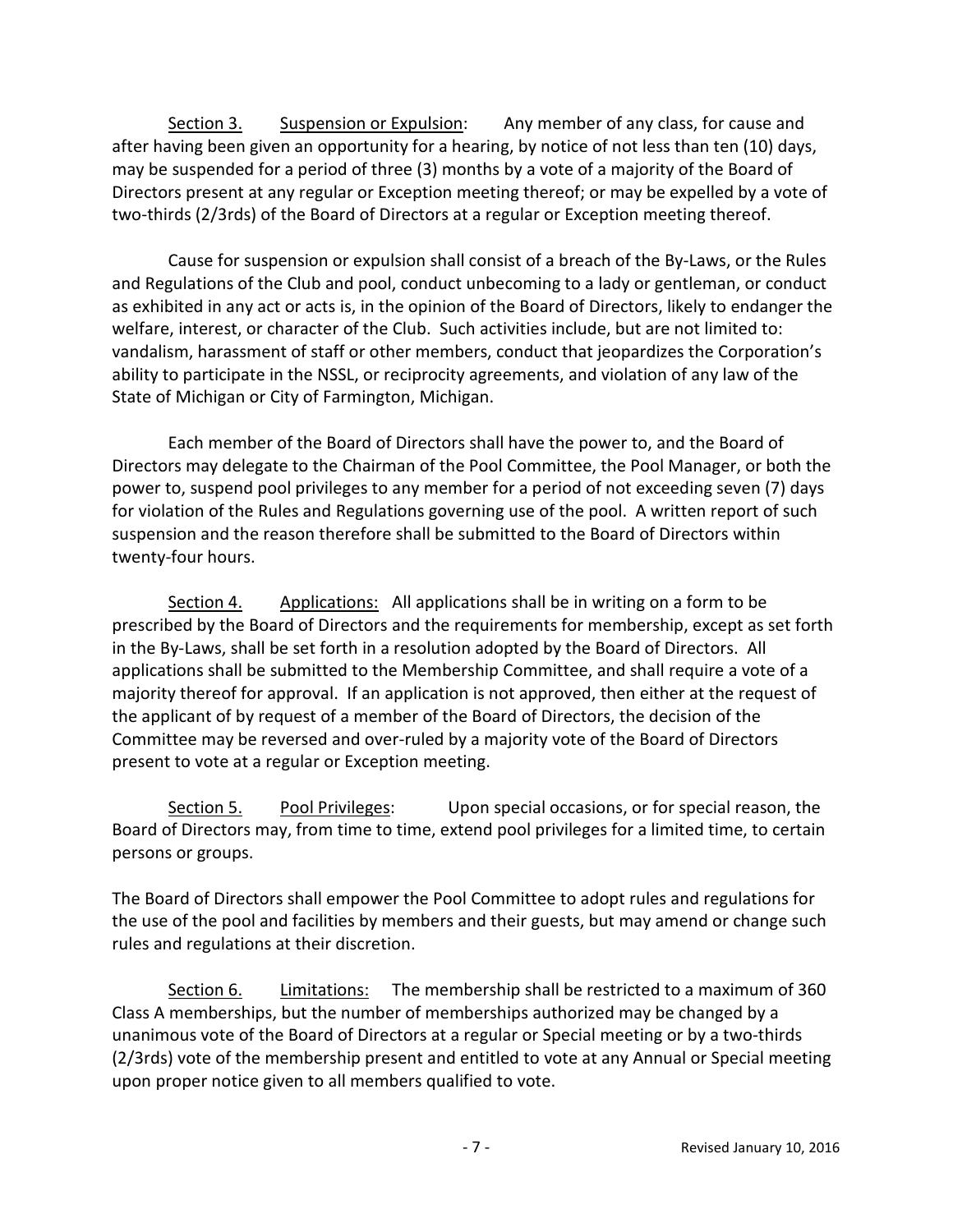<u>Section 3.</u> <u>Suspension or Expulsion</u>: Any member of any class, for cause and after having been given an opportunity for a hearing, by notice of not less than ten (10) days, may be suspended for a period of three (3) months by a vote of a majority of the Board of Directors present at any regular or Exception meeting thereof; or may be expelled by a vote of two-thirds (2/3rds) of the Board of Directors at a regular or Exception meeting thereof.

Cause for suspension or expulsion shall consist of a breach of the By-Laws, or the Rules and Regulations of the Club and pool, conduct unbecoming to a lady or gentleman, or conduct as exhibited in any act or acts is, in the opinion of the Board of Directors, likely to endanger the welfare, interest, or character of the Club. Such activities include, but are not limited to: vandalism, harassment of staff or other members, conduct that jeopardizes the Corporation's ability to participate in the NSSL, or reciprocity agreements, and violation of any law of the State of Michigan or City of Farmington, Michigan.

Each member of the Board of Directors shall have the power to, and the Board of Directors may delegate to the Chairman of the Pool Committee, the Pool Manager, or both the power to, suspend pool privileges to any member for a period of not exceeding seven (7) days for violation of the Rules and Regulations governing use of the pool. A written report of such suspension and the reason therefore shall be submitted to the Board of Directors within twenty-four hours.

<u>Section 4.</u> <u>Applications:</u> All applications shall be in writing on a form to be prescribed by the Board of Directors and the requirements for membership, except as set forth in the By-Laws, shall be set forth in a resolution adopted by the Board of Directors. All applications shall be submitted to the Membership Committee, and shall require a vote of a majority thereof for approval. If an application is not approved, then either at the request of the applicant of by request of a member of the Board of Directors, the decision of the Committee may be reversed and over-ruled by a majority vote of the Board of Directors present to vote at a regular or Exception meeting.

<u>Section 5.</u> <u>Pool Privileges</u>: Upon special occasions, or for special reason, the Board of Directors may, from time to time, extend pool privileges for a limited time, to certain persons or groups.

The Board of Directors shall empower the Pool Committee to adopt rules and regulations for the use of the pool and facilities by members and their guests, but may amend or change such rules and regulations at their discretion.

<u>Section 6.</u> <u>Limitations:</u> The membership shall be restricted to a maximum of 360 Class A memberships, but the number of memberships authorized may be changed by a unanimous vote of the Board of Directors at a regular or Special meeting or by a two-thirds (2/3rds) vote of the membership present and entitled to vote at any Annual or Special meeting upon proper notice given to all members qualified to vote.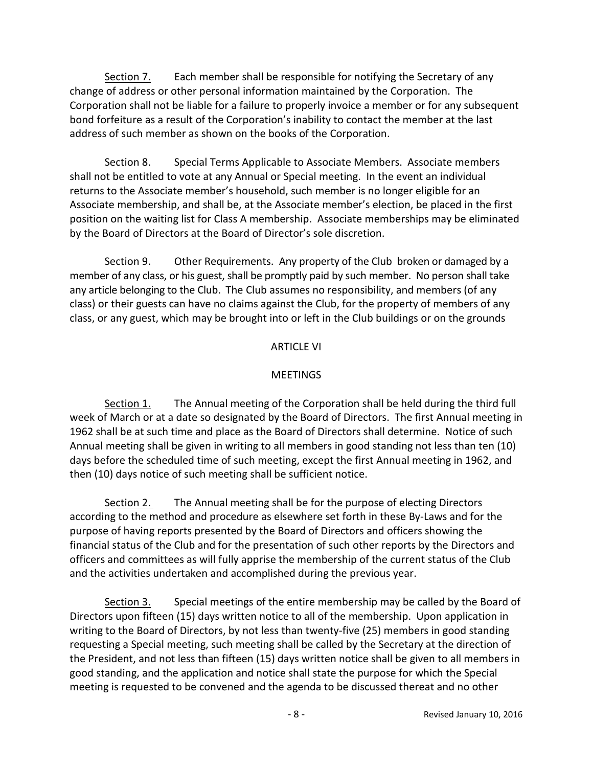<u>Section 7.</u> Each member shall be responsible for notifying the Secretary of any change of address or other personal information maintained by the Corporation. The Corporation shall not be liable for a failure to properly invoice a member or for any subsequent bond forfeiture as a result of the Corporation's inability to contact the member at the last address of such member as shown on the books of the Corporation.

Section 8. Special Terms Applicable to Associate Members. Associate members shall not be entitled to vote at any Annual or Special meeting. In the event an individual returns to the Associate member's household, such member is no longer eligible for an Associate membership, and shall be, at the Associate member's election, be placed in the first position on the waiting list for Class A membership. Associate memberships may be eliminated by the Board of Directors at the Board of Director's sole discretion.

Section 9. Other Requirements. Any property of the Club broken or damaged by a member of any class, or his guest, shall be promptly paid by such member. No person shall take any article belonging to the Club. The Club assumes no responsibility, and members (of any class) or their guests can have no claims against the Club, for the property of members of any class, or any guest, which may be brought into or left in the Club buildings or on the grounds

## ARTICLE VI

## MEETINGS

<u>Section 1.</u> The Annual meeting of the Corporation shall be held during the third full week of March or at a date so designated by the Board of Directors. The first Annual meeting in 1962 shall be at such time and place as the Board of Directors shall determine. Notice of such Annual meeting shall be given in writing to all members in good standing not less than ten (10) days before the scheduled time of such meeting, except the first Annual meeting in 1962, and then (10) days notice of such meeting shall be sufficient notice.

<u>Section 2.</u> The Annual meeting shall be for the purpose of electing Directors according to the method and procedure as elsewhere set forth in these By-Laws and for the purpose of having reports presented by the Board of Directors and officers showing the financial status of the Club and for the presentation of such other reports by the Directors and officers and committees as will fully apprise the membership of the current status of the Club and the activities undertaken and accomplished during the previous year.

<u>Section 3.</u> Special meetings of the entire membership may be called by the Board of Directors upon fifteen (15) days written notice to all of the membership. Upon application in writing to the Board of Directors, by not less than twenty-five (25) members in good standing requesting a Special meeting, such meeting shall be called by the Secretary at the direction of the President, and not less than fifteen (15) days written notice shall be given to all members in good standing, and the application and notice shall state the purpose for which the Special meeting is requested to be convened and the agenda to be discussed thereat and no other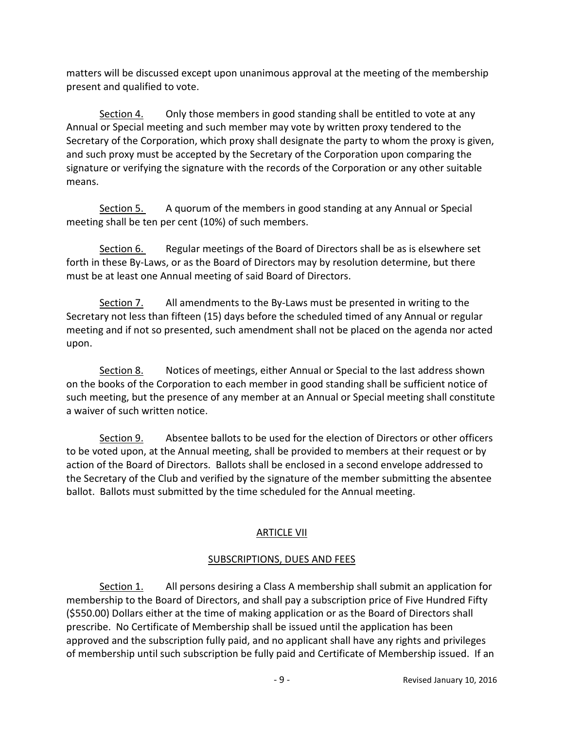matters will be discussed except upon unanimous approval at the meeting of the membership present and qualified to vote.

Section 4. Only those members in good standing shall be entitled to vote at any Annual or Special meeting and such member may vote by written proxy tendered to the Secretary of the Corporation, which proxy shall designate the party to whom the proxy is given, and such proxy must be accepted by the Secretary of the Corporation upon comparing the signature or verifying the signature with the records of the Corporation or any other suitable means.

Section 5. A quorum of the members in good standing at any Annual or Special meeting shall be ten per cent (10%) of such members.

Section 6. Regular meetings of the Board of Directors shall be as is elsewhere set forth in these By-Laws, or as the Board of Directors may by resolution determine, but there must be at least one Annual meeting of said Board of Directors.

Section 7. All amendments to the By-Laws must be presented in writing to the Secretary not less than fifteen (15) days before the scheduled timed of any Annual or regular meeting and if not so presented, such amendment shall not be placed on the agenda nor acted upon.

Section 8. Notices of meetings, either Annual or Special to the last address shown on the books of the Corporation to each member in good standing shall be sufficient notice of such meeting, but the presence of any member at an Annual or Special meeting shall constitute a waiver of such written notice.

Section 9. Absentee ballots to be used for the election of Directors or other officers to be voted upon, at the Annual meeting, shall be provided to members at their request or by action of the Board of Directors. Ballots shall be enclosed in a second envelope addressed to the Secretary of the Club and verified by the signature of the member submitting the absentee ballot. Ballots must submitted by the time scheduled for the Annual meeting.

## ARTICLE VII

## SUBSCRIPTIONS, DUES AND FEES

Section 1. All persons desiring a Class A membership shall submit an application for membership to the Board of Directors, and shall pay a subscription price of Five Hundred Fifty ($550.00) Dollars either at the time of making application or as the Board of Directors shall prescribe. No Certificate of Membership shall be issued until the application has been approved and the subscription fully paid, and no applicant shall have any rights and privileges of membership until such subscription be fully paid and Certificate of Membership issued. If an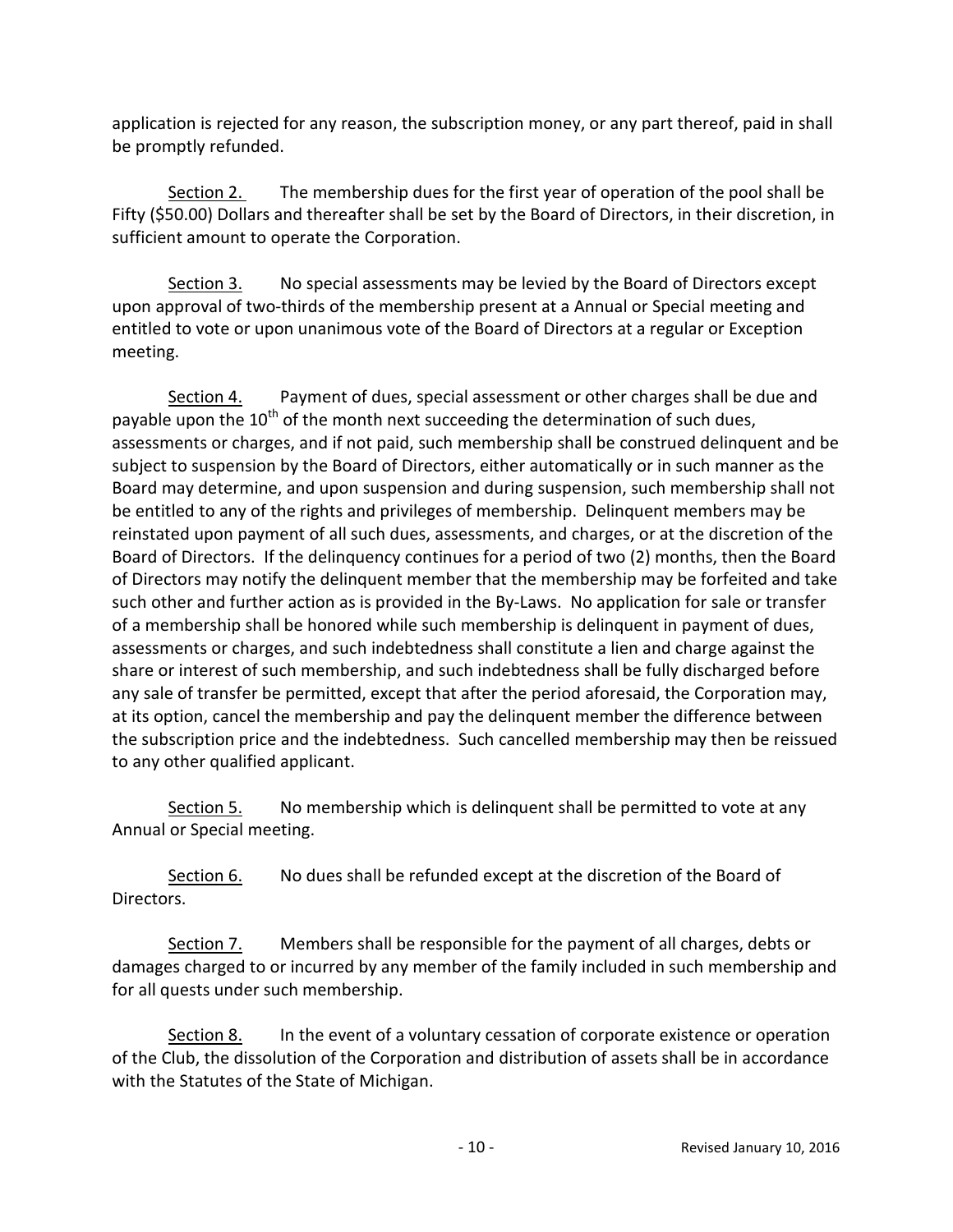application is rejected for any reason, the subscription money, or any part thereof, paid in shall be promptly refunded.

Section 2. The membership dues for the first year of operation of the pool shall be Fifty ($50.00) Dollars and thereafter shall be set by the Board of Directors, in their discretion, in sufficient amount to operate the Corporation.

Section 3. No special assessments may be levied by the Board of Directors except upon approval of two-thirds of the membership present at a Annual or Special meeting and entitled to vote or upon unanimous vote of the Board of Directors at a regular or Exception meeting.

Section 4. Payment of dues, special assessment or other charges shall be due and payable upon the 10th of the month next succeeding the determination of such dues, assessments or charges, and if not paid, such membership shall be construed delinquent and be subject to suspension by the Board of Directors, either automatically or in such manner as the Board may determine, and upon suspension and during suspension, such membership shall not be entitled to any of the rights and privileges of membership. Delinquent members may be reinstated upon payment of all such dues, assessments, and charges, or at the discretion of the Board of Directors. If the delinquency continues for a period of two (2) months, then the Board of Directors may notify the delinquent member that the membership may be forfeited and take such other and further action as is provided in the By-Laws. No application for sale or transfer of a membership shall be honored while such membership is delinquent in payment of dues, assessments or charges, and such indebtedness shall constitute a lien and charge against the share or interest of such membership, and such indebtedness shall be fully discharged before any sale of transfer be permitted, except that after the period aforesaid, the Corporation may, at its option, cancel the membership and pay the delinquent member the difference between the subscription price and the indebtedness. Such cancelled membership may then be reissued to any other qualified applicant.

Section 5. No membership which is delinquent shall be permitted to vote at any Annual or Special meeting.

Section 6. No dues shall be refunded except at the discretion of the Board of Directors.

Section 7. Members shall be responsible for the payment of all charges, debts or damages charged to or incurred by any member of the family included in such membership and for all quests under such membership.

Section 8. In the event of a voluntary cessation of corporate existence or operation of the Club, the dissolution of the Corporation and distribution of assets shall be in accordance with the Statutes of the State of Michigan.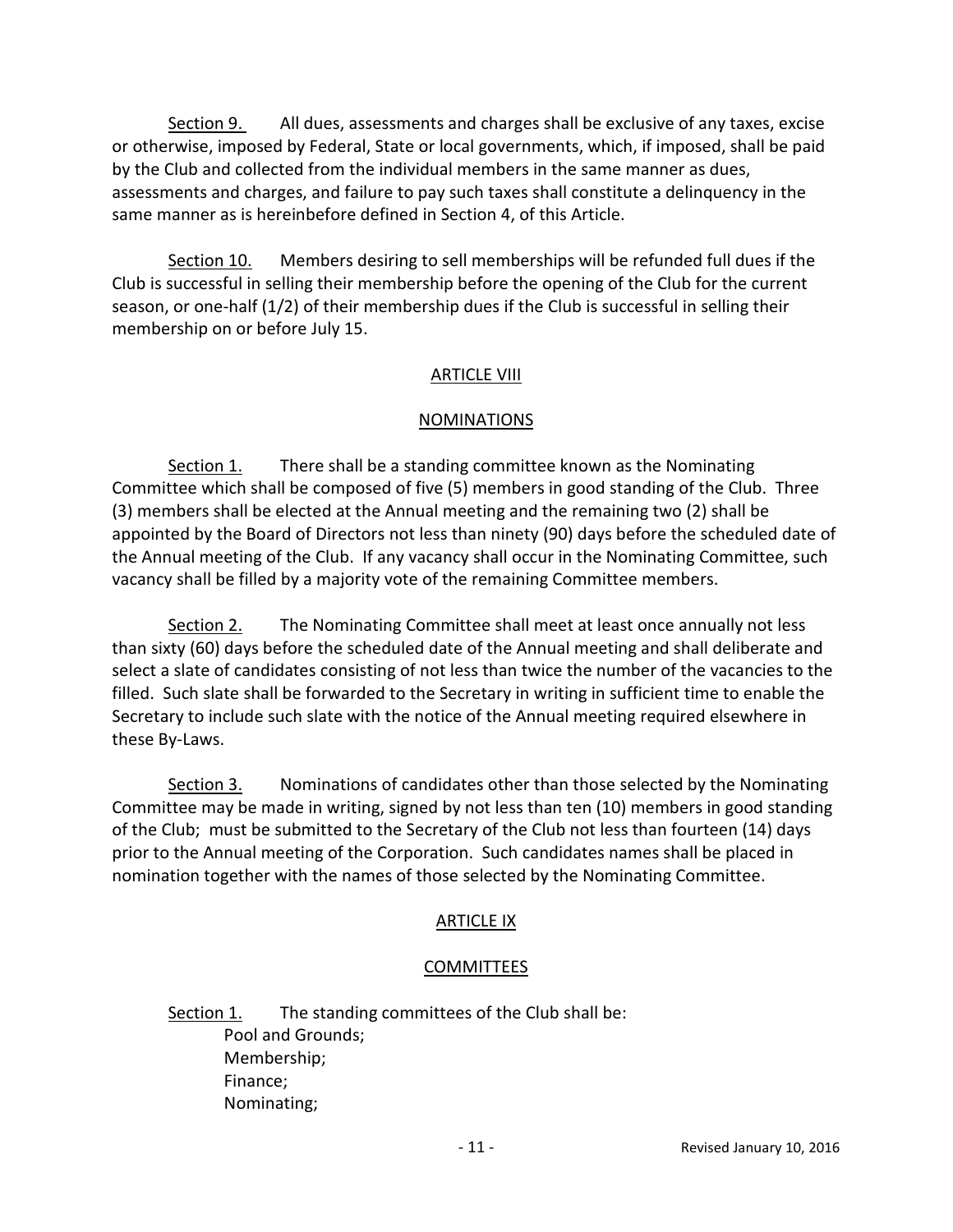Section 9. All dues, assessments and charges shall be exclusive of any taxes, excise or otherwise, imposed by Federal, State or local governments, which, if imposed, shall be paid by the Club and collected from the individual members in the same manner as dues, assessments and charges, and failure to pay such taxes shall constitute a delinquency in the same manner as is hereinbefore defined in Section 4, of this Article.

Section 10. Members desiring to sell memberships will be refunded full dues if the Club is successful in selling their membership before the opening of the Club for the current season, or one-half (1/2) of their membership dues if the Club is successful in selling their membership on or before July 15.

## ARTICLE VIII

## NOMINATIONS

Section 1. There shall be a standing committee known as the Nominating Committee which shall be composed of five (5) members in good standing of the Club. Three (3) members shall be elected at the Annual meeting and the remaining two (2) shall be appointed by the Board of Directors not less than ninety (90) days before the scheduled date of the Annual meeting of the Club. If any vacancy shall occur in the Nominating Committee, such vacancy shall be filled by a majority vote of the remaining Committee members.

Section 2. The Nominating Committee shall meet at least once annually not less than sixty (60) days before the scheduled date of the Annual meeting and shall deliberate and select a slate of candidates consisting of not less than twice the number of the vacancies to the filled. Such slate shall be forwarded to the Secretary in writing in sufficient time to enable the Secretary to include such slate with the notice of the Annual meeting required elsewhere in these By-Laws.

Section 3. Nominations of candidates other than those selected by the Nominating Committee may be made in writing, signed by not less than ten (10) members in good standing of the Club; must be submitted to the Secretary of the Club not less than fourteen (14) days prior to the Annual meeting of the Corporation. Such candidates names shall be placed in nomination together with the names of those selected by the Nominating Committee.

## ARTICLE IX

## COMMITTEES

Section 1. The standing committees of the Club shall be:

- Pool and Grounds;
- Membership;
- Finance;
- Nominating;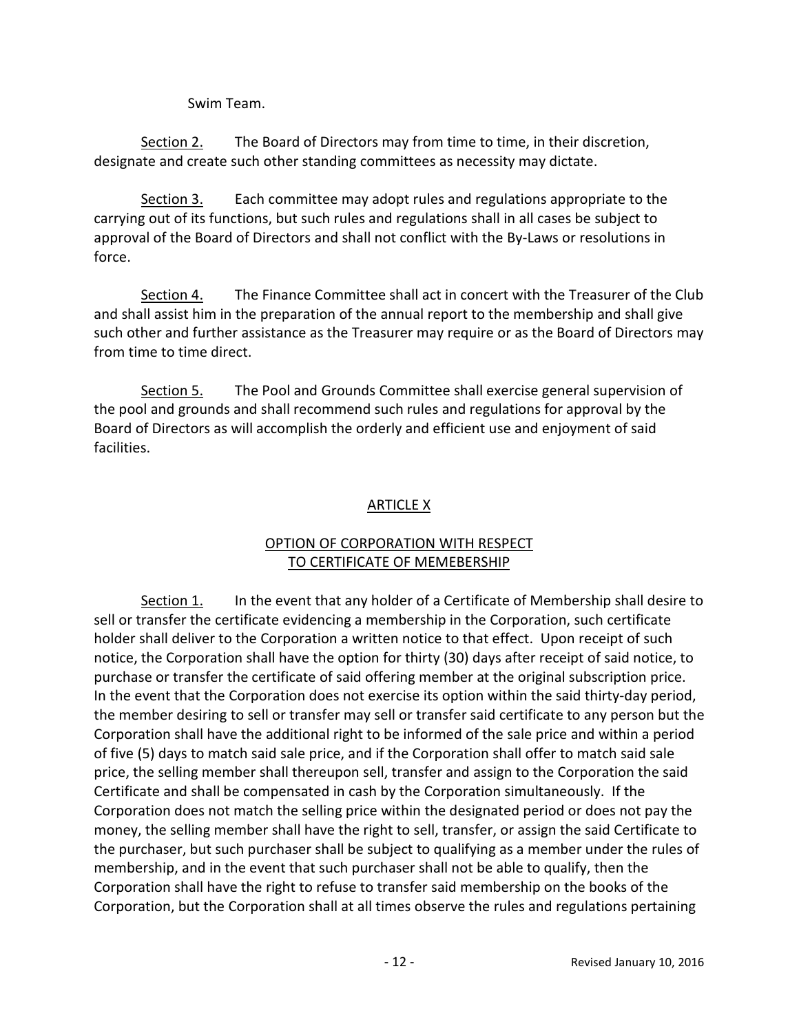Swim Team.

<u>Section 2.</u> The Board of Directors may from time to time, in their discretion, designate and create such other standing committees as necessity may dictate.

<u>Section 3.</u> Each committee may adopt rules and regulations appropriate to the carrying out of its functions, but such rules and regulations shall in all cases be subject to approval of the Board of Directors and shall not conflict with the By-Laws or resolutions in force.

<u>Section 4.</u> The Finance Committee shall act in concert with the Treasurer of the Club and shall assist him in the preparation of the annual report to the membership and shall give such other and further assistance as the Treasurer may require or as the Board of Directors may from time to time direct.

<u>Section 5.</u> The Pool and Grounds Committee shall exercise general supervision of the pool and grounds and shall recommend such rules and regulations for approval by the Board of Directors as will accomplish the orderly and efficient use and enjoyment of said facilities.

## <u>ARTICLE X</u>

### <u>OPTION OF CORPORATION WITH RESPECT TO CERTIFICATE OF MEMEBERSHIP</u>

<u>Section 1.</u> In the event that any holder of a Certificate of Membership shall desire to sell or transfer the certificate evidencing a membership in the Corporation, such certificate holder shall deliver to the Corporation a written notice to that effect. Upon receipt of such notice, the Corporation shall have the option for thirty (30) days after receipt of said notice, to purchase or transfer the certificate of said offering member at the original subscription price. In the event that the Corporation does not exercise its option within the said thirty-day period, the member desiring to sell or transfer may sell or transfer said certificate to any person but the Corporation shall have the additional right to be informed of the sale price and within a period of five (5) days to match said sale price, and if the Corporation shall offer to match said sale price, the selling member shall thereupon sell, transfer and assign to the Corporation the said Certificate and shall be compensated in cash by the Corporation simultaneously. If the Corporation does not match the selling price within the designated period or does not pay the money, the selling member shall have the right to sell, transfer, or assign the said Certificate to the purchaser, but such purchaser shall be subject to qualifying as a member under the rules of membership, and in the event that such purchaser shall not be able to qualify, then the Corporation shall have the right to refuse to transfer said membership on the books of the Corporation, but the Corporation shall at all times observe the rules and regulations pertaining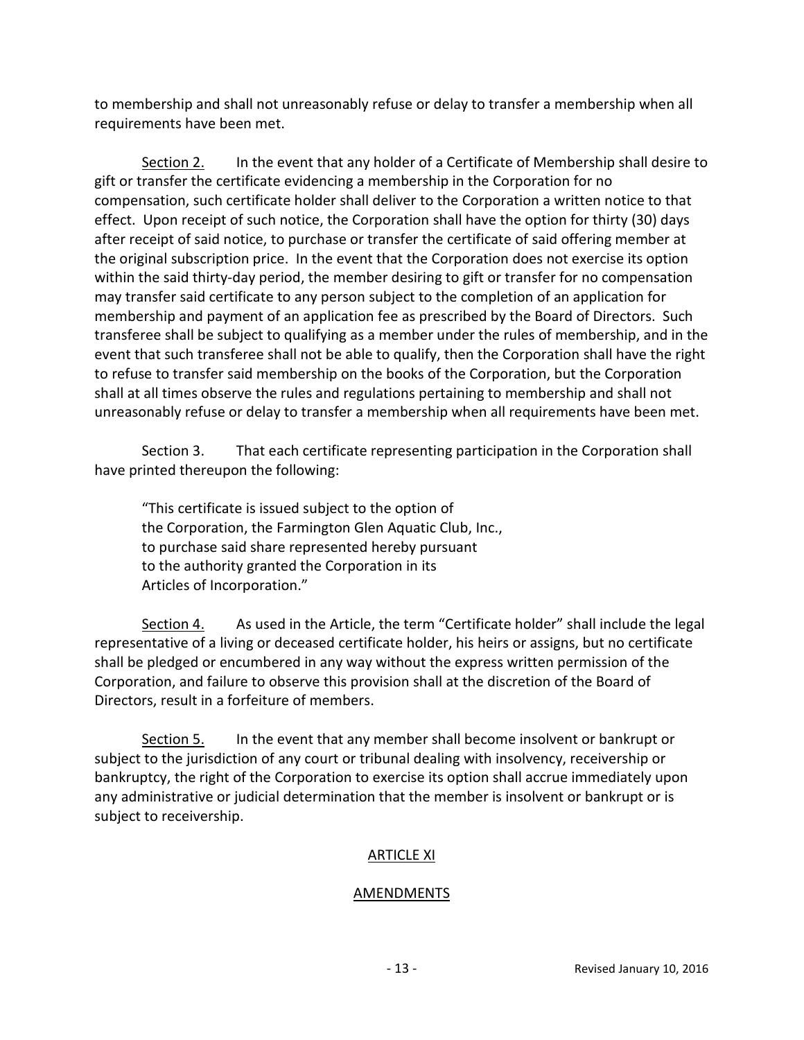to membership and shall not unreasonably refuse or delay to transfer a membership when all requirements have been met.

Section 2. In the event that any holder of a Certificate of Membership shall desire to gift or transfer the certificate evidencing a membership in the Corporation for no compensation, such certificate holder shall deliver to the Corporation a written notice to that effect. Upon receipt of such notice, the Corporation shall have the option for thirty (30) days after receipt of said notice, to purchase or transfer the certificate of said offering member at the original subscription price. In the event that the Corporation does not exercise its option within the said thirty-day period, the member desiring to gift or transfer for no compensation may transfer said certificate to any person subject to the completion of an application for membership and payment of an application fee as prescribed by the Board of Directors. Such transferee shall be subject to qualifying as a member under the rules of membership, and in the event that such transferee shall not be able to qualify, then the Corporation shall have the right to refuse to transfer said membership on the books of the Corporation, but the Corporation shall at all times observe the rules and regulations pertaining to membership and shall not unreasonably refuse or delay to transfer a membership when all requirements have been met.

Section 3. That each certificate representing participation in the Corporation shall have printed thereupon the following:

> "This certificate is issued subject to the option of the Corporation, the Farmington Glen Aquatic Club, Inc., to purchase said share represented hereby pursuant to the authority granted the Corporation in its Articles of Incorporation."

Section 4. As used in the Article, the term "Certificate holder" shall include the legal representative of a living or deceased certificate holder, his heirs or assigns, but no certificate shall be pledged or encumbered in any way without the express written permission of the Corporation, and failure to observe this provision shall at the discretion of the Board of Directors, result in a forfeiture of members.

Section 5. In the event that any member shall become insolvent or bankrupt or subject to the jurisdiction of any court or tribunal dealing with insolvency, receivership or bankruptcy, the right of the Corporation to exercise its option shall accrue immediately upon any administrative or judicial determination that the member is insolvent or bankrupt or is subject to receivership.

## ARTICLE XI

## AMENDMENTS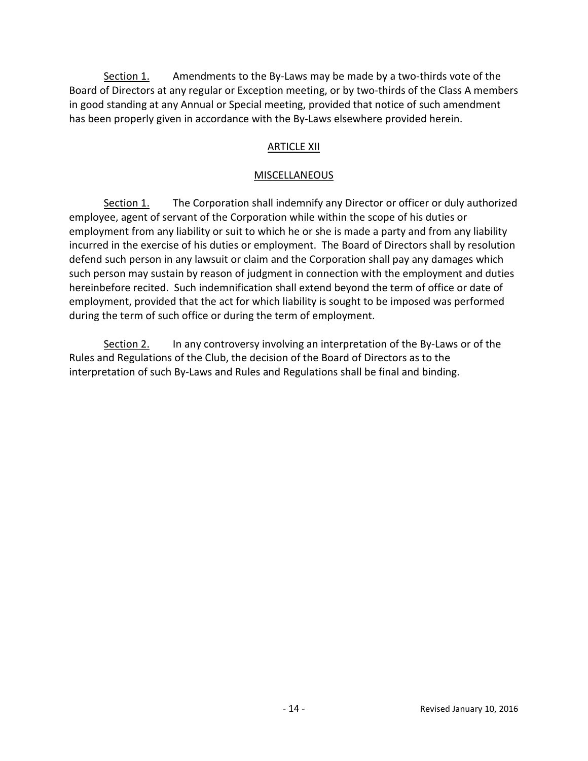Section 1. Amendments to the By-Laws may be made by a two-thirds vote of the Board of Directors at any regular or Exception meeting, or by two-thirds of the Class A members in good standing at any Annual or Special meeting, provided that notice of such amendment has been properly given in accordance with the By-Laws elsewhere provided herein.

## ARTICLE XII

## MISCELLANEOUS

Section 1. The Corporation shall indemnify any Director or officer or duly authorized employee, agent of servant of the Corporation while within the scope of his duties or employment from any liability or suit to which he or she is made a party and from any liability incurred in the exercise of his duties or employment. The Board of Directors shall by resolution defend such person in any lawsuit or claim and the Corporation shall pay any damages which such person may sustain by reason of judgment in connection with the employment and duties hereinbefore recited. Such indemnification shall extend beyond the term of office or date of employment, provided that the act for which liability is sought to be imposed was performed during the term of such office or during the term of employment.

Section 2. In any controversy involving an interpretation of the By-Laws or of the Rules and Regulations of the Club, the decision of the Board of Directors as to the interpretation of such By-Laws and Rules and Regulations shall be final and binding.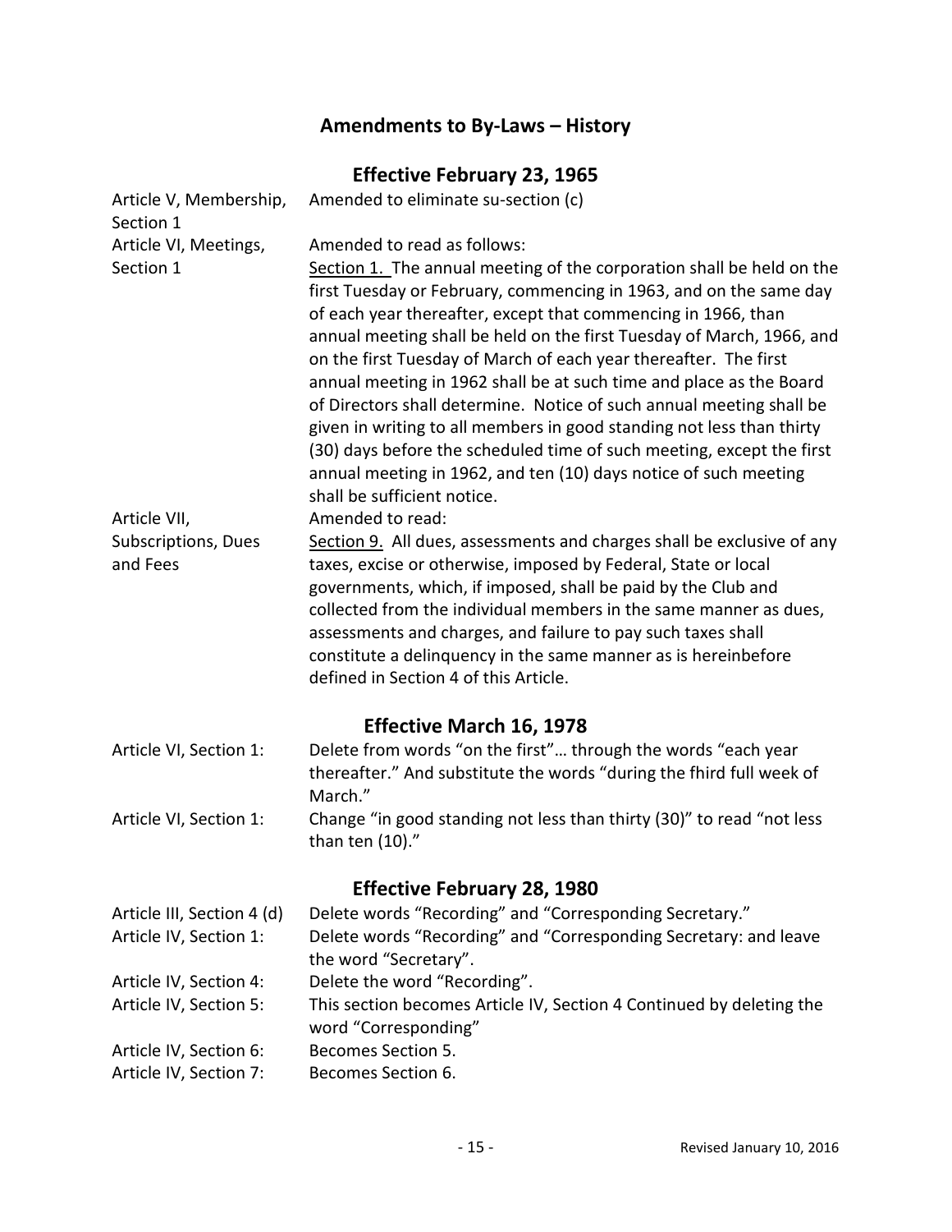## Amendments to By-Laws – History

### Effective February 23, 1965

| | |
|---|---|
| Article V, Membership, Section 1 | Amended to eliminate su-section (c) |
| Article VI, Meetings, Section 1 | Amended to read as follows:<br>Section 1. The annual meeting of the corporation shall be held on the first Tuesday or February, commencing in 1963, and on the same day of each year thereafter, except that commencing in 1966, than annual meeting shall be held on the first Tuesday of March, 1966, and on the first Tuesday of March of each year thereafter. The first annual meeting in 1962 shall be at such time and place as the Board of Directors shall determine. Notice of such annual meeting shall be given in writing to all members in good standing not less than thirty (30) days before the scheduled time of such meeting, except the first annual meeting in 1962, and ten (10) days notice of such meeting shall be sufficient notice. |
| Article VII, Subscriptions, Dues and Fees | Amended to read:<br>Section 9. All dues, assessments and charges shall be exclusive of any taxes, excise or otherwise, imposed by Federal, State or local governments, which, if imposed, shall be paid by the Club and collected from the individual members in the same manner as dues, assessments and charges, and failure to pay such taxes shall constitute a delinquency in the same manner as is hereinbefore defined in Section 4 of this Article. |

### Effective March 16, 1978

| | |
|---|---|
| Article VI, Section 1: | Delete from words "on the first"… through the words "each year thereafter." And substitute the words "during the fhird full week of March." |
| Article VI, Section 1: | Change "in good standing not less than thirty (30)" to read "not less than ten (10)." |

### Effective February 28, 1980

| | |
|---|---|
| Article III, Section 4 (d) | Delete words "Recording" and "Corresponding Secretary." |
| Article IV, Section 1: | Delete words "Recording" and "Corresponding Secretary: and leave the word "Secretary". |
| Article IV, Section 4: | Delete the word "Recording". |
| Article IV, Section 5: | This section becomes Article IV, Section 4 Continued by deleting the word "Corresponding" |
| Article IV, Section 6: | Becomes Section 5. |
| Article IV, Section 7: | Becomes Section 6. |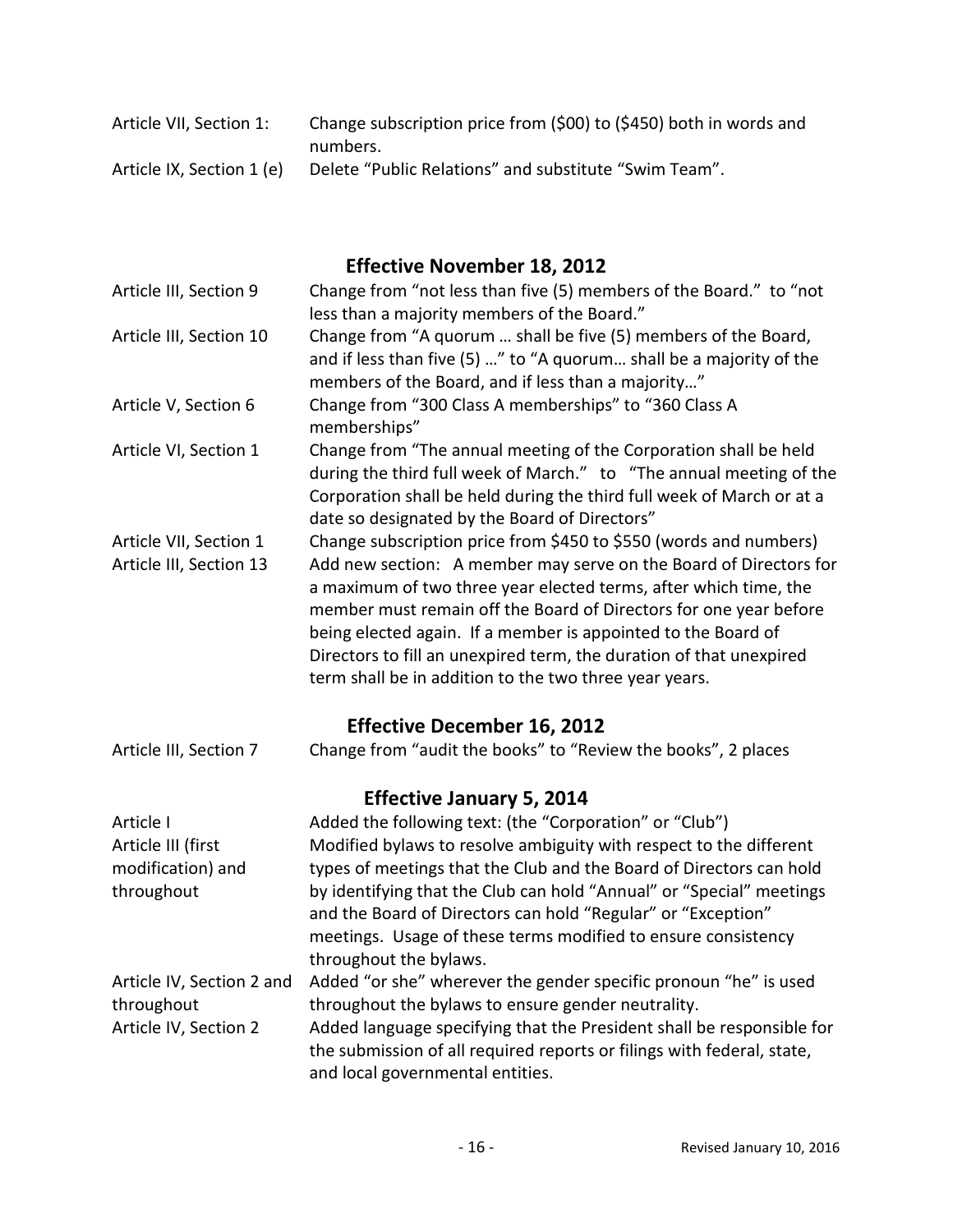| | |
|---|---|
| Article VII, Section 1: | Change subscription price from ($00) to ($450) both in words and numbers. |
| Article IX, Section 1 (e) | Delete "Public Relations" and substitute "Swim Team". |

## Effective November 18, 2012

| | |
|---|---|
| Article III, Section 9 | Change from "not less than five (5) members of the Board." to "not less than a majority members of the Board." |
| Article III, Section 10 | Change from "A quorum … shall be five (5) members of the Board, and if less than five (5) …" to "A quorum… shall be a majority of the members of the Board, and if less than a majority…" |
| Article V, Section 6 | Change from "300 Class A memberships" to "360 Class A memberships" |
| Article VI, Section 1 | Change from "The annual meeting of the Corporation shall be held during the third full week of March." to "The annual meeting of the Corporation shall be held during the third full week of March or at a date so designated by the Board of Directors" |
| Article VII, Section 1 | Change subscription price from $450 to $550 (words and numbers) |
| Article III, Section 13 | Add new section: A member may serve on the Board of Directors for a maximum of two three year elected terms, after which time, the member must remain off the Board of Directors for one year before being elected again. If a member is appointed to the Board of Directors to fill an unexpired term, the duration of that unexpired term shall be in addition to the two three year years. |

## Effective December 16, 2012

| | |
|---|---|
| Article III, Section 7 | Change from "audit the books" to "Review the books", 2 places |

## Effective January 5, 2014

| | |
|---|---|
| Article I | Added the following text: (the "Corporation" or "Club") |
| Article III (first modification) and throughout | Modified bylaws to resolve ambiguity with respect to the different types of meetings that the Club and the Board of Directors can hold by identifying that the Club can hold "Annual" or "Special" meetings and the Board of Directors can hold "Regular" or "Exception" meetings. Usage of these terms modified to ensure consistency throughout the bylaws. |
| Article IV, Section 2 and throughout | Added "or she" wherever the gender specific pronoun "he" is used throughout the bylaws to ensure gender neutrality. |
| Article IV, Section 2 | Added language specifying that the President shall be responsible for the submission of all required reports or filings with federal, state, and local governmental entities. |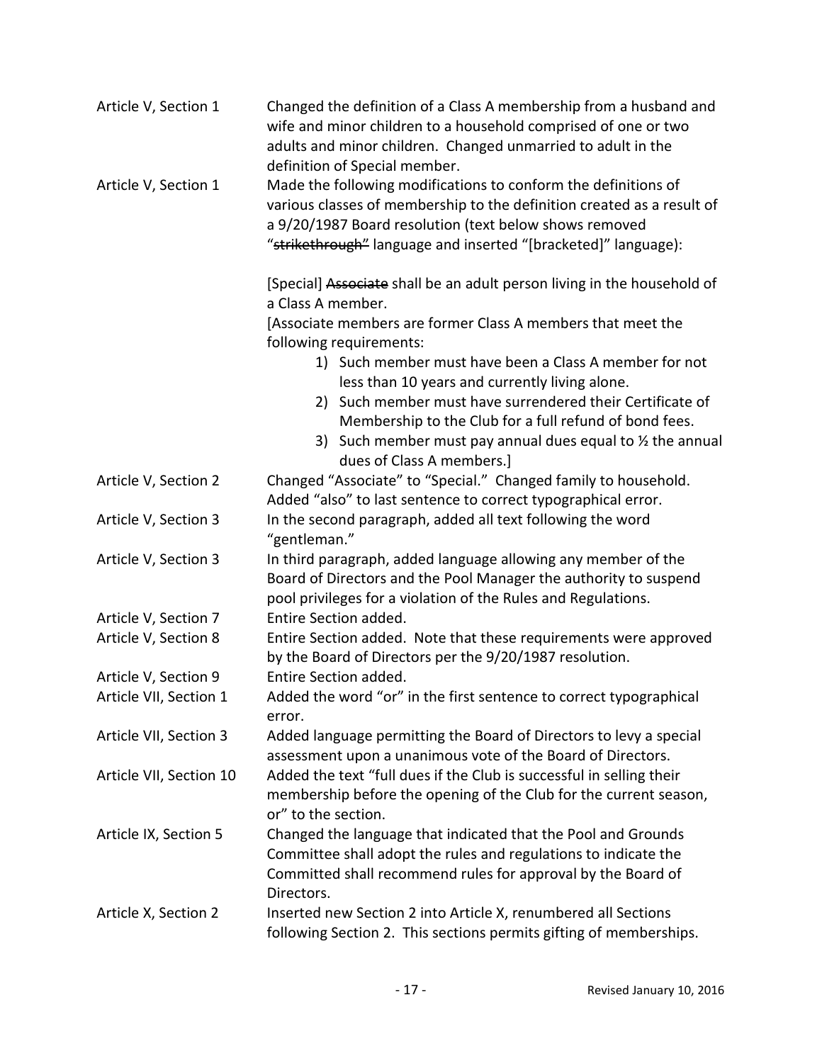| | |
|---|---|
| Article V, Section 1 | Changed the definition of a Class A membership from a husband and wife and minor children to a household comprised of one or two adults and minor children. Changed unmarried to adult in the definition of Special member. |
| Article V, Section 1 | Made the following modifications to conform the definitions of various classes of membership to the definition created as a result of a 9/20/1987 Board resolution (text below shows removed "~~strikethrough~~" language and inserted "[bracketed]" language):<br><br>[Special] ~~Associate~~ shall be an adult person living in the household of a Class A member.<br>[Associate members are former Class A members that meet the following requirements:<br>1) Such member must have been a Class A member for not less than 10 years and currently living alone.<br>2) Such member must have surrendered their Certificate of Membership to the Club for a full refund of bond fees.<br>3) Such member must pay annual dues equal to ½ the annual dues of Class A members.] |
| Article V, Section 2 | Changed "Associate" to "Special." Changed family to household. Added "also" to last sentence to correct typographical error. |
| Article V, Section 3 | In the second paragraph, added all text following the word "gentleman." |
| Article V, Section 3 | In third paragraph, added language allowing any member of the Board of Directors and the Pool Manager the authority to suspend pool privileges for a violation of the Rules and Regulations. |
| Article V, Section 7 | Entire Section added. |
| Article V, Section 8 | Entire Section added. Note that these requirements were approved by the Board of Directors per the 9/20/1987 resolution. |
| Article V, Section 9 | Entire Section added. |
| Article VII, Section 1 | Added the word "or" in the first sentence to correct typographical error. |
| Article VII, Section 3 | Added language permitting the Board of Directors to levy a special assessment upon a unanimous vote of the Board of Directors. |
| Article VII, Section 10 | Added the text "full dues if the Club is successful in selling their membership before the opening of the Club for the current season, or" to the section. |
| Article IX, Section 5 | Changed the language that indicated that the Pool and Grounds Committee shall adopt the rules and regulations to indicate the Committed shall recommend rules for approval by the Board of Directors. |
| Article X, Section 2 | Inserted new Section 2 into Article X, renumbered all Sections following Section 2. This sections permits gifting of memberships. |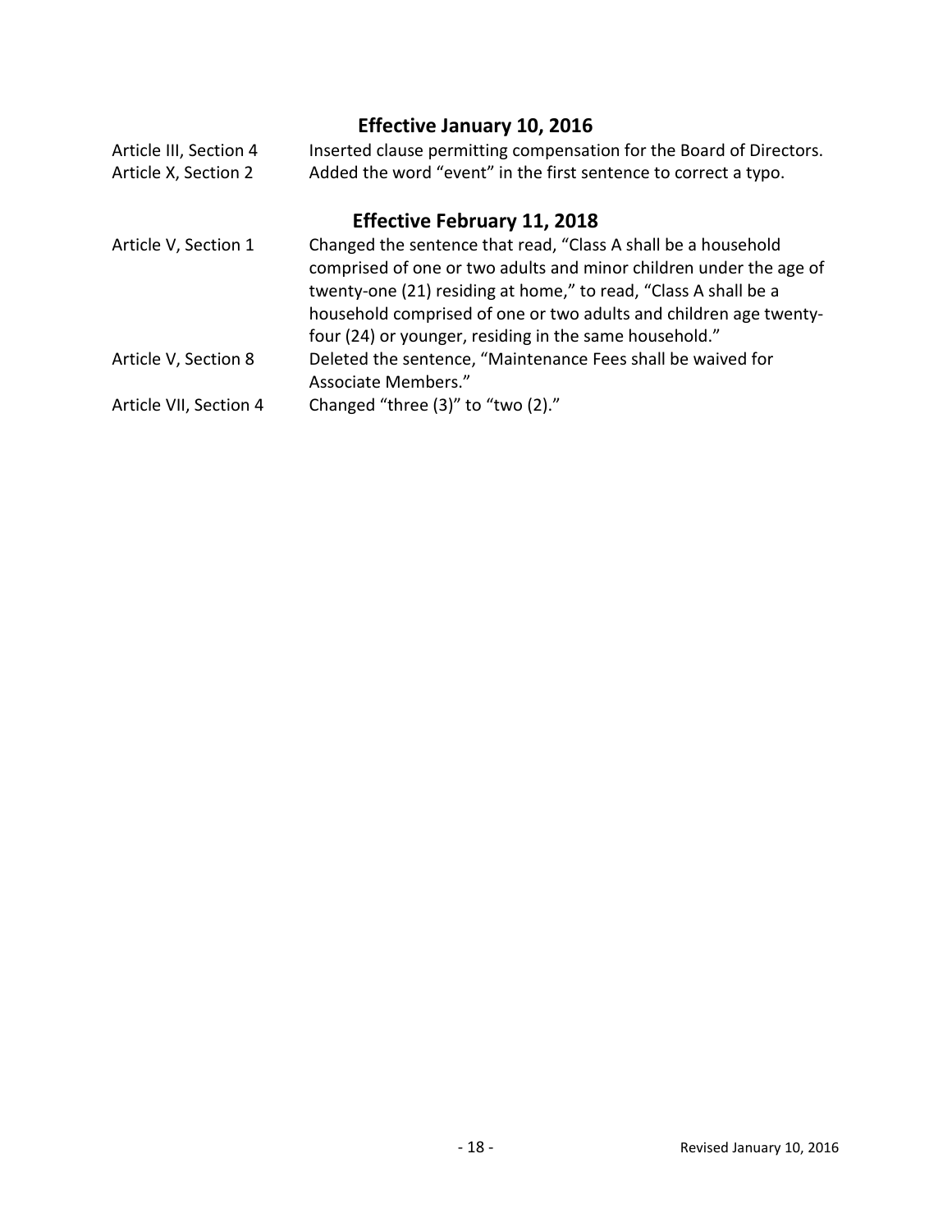## Effective January 10, 2016

| | |
|---|---|
| Article III, Section 4 | Inserted clause permitting compensation for the Board of Directors. |
| Article X, Section 2 | Added the word "event" in the first sentence to correct a typo. |

## Effective February 11, 2018

| | |
|---|---|
| Article V, Section 1 | Changed the sentence that read, "Class A shall be a household comprised of one or two adults and minor children under the age of twenty-one (21) residing at home," to read, "Class A shall be a household comprised of one or two adults and children age twenty-four (24) or younger, residing in the same household." |
| Article V, Section 8 | Deleted the sentence, "Maintenance Fees shall be waived for Associate Members." |
| Article VII, Section 4 | Changed "three (3)" to "two (2)." |